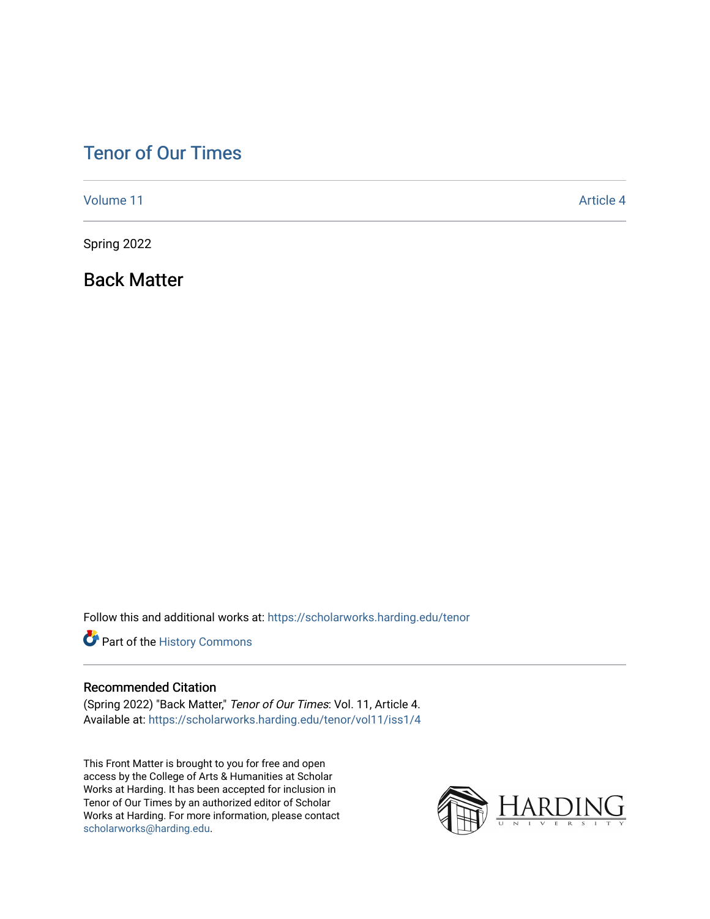# Tenor of Our Times

Volume 11 Article 4

Spring 2022

## Back Matter

Follow this and additional works at: https://scholarworks.harding.edu/tenor

Part of the History Commons

### Recommended Citation

(Spring 2022) "Back Matter," *Tenor of Our Times*: Vol. 11, Article 4.
Available at: https://scholarworks.harding.edu/tenor/vol11/iss1/4

This Front Matter is brought to you for free and open access by the College of Arts & Humanities at Scholar Works at Harding. It has been accepted for inclusion in Tenor of Our Times by an authorized editor of Scholar Works at Harding. For more information, please contact scholarworks@harding.edu.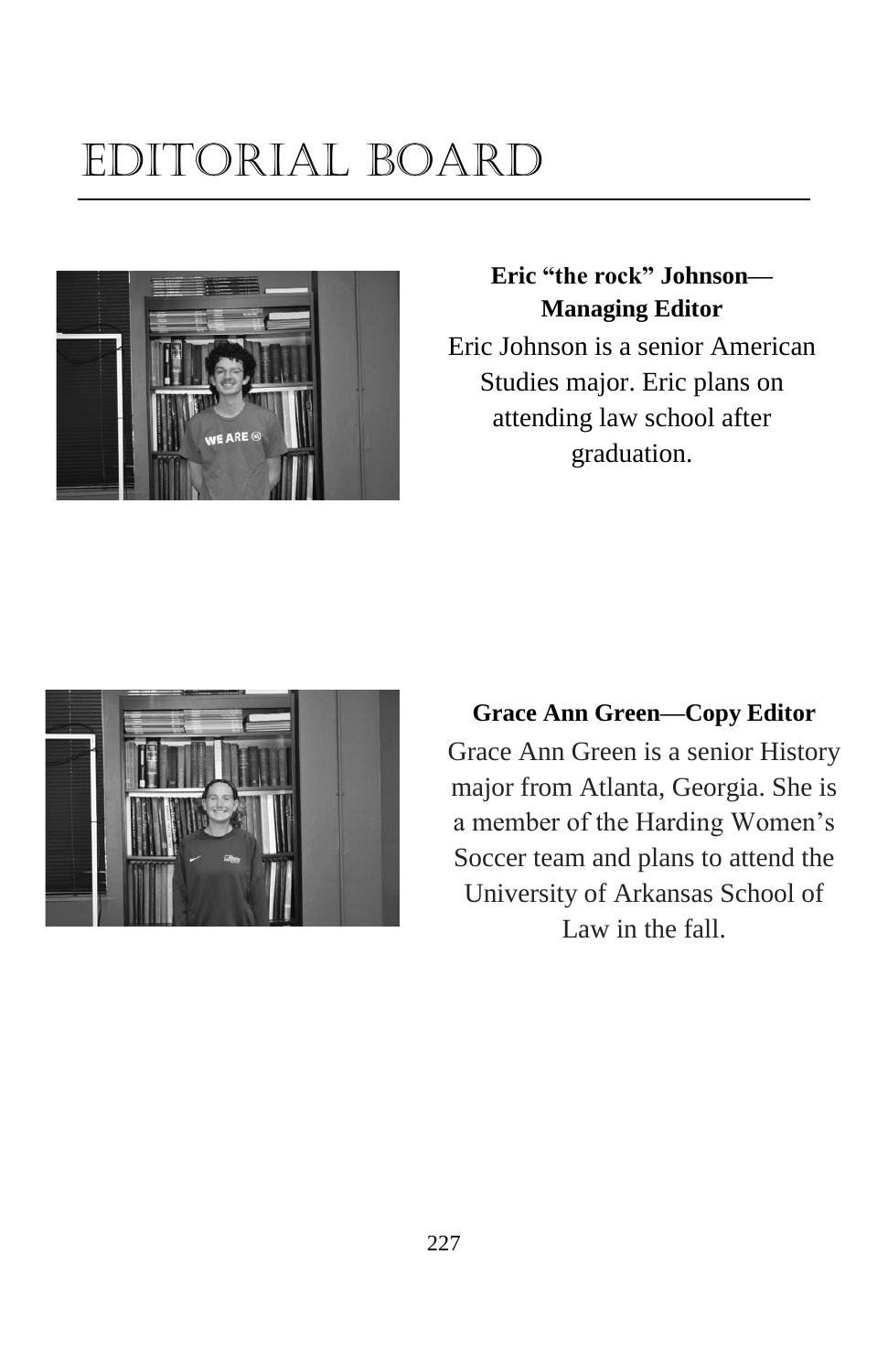# EDITORIAL BOARD

**Eric "the rock" Johnson—Managing Editor**

Eric Johnson is a senior American Studies major. Eric plans on attending law school after graduation.

**Grace Ann Green—Copy Editor**

Grace Ann Green is a senior History major from Atlanta, Georgia. She is a member of the Harding Women's Soccer team and plans to attend the University of Arkansas School of Law in the fall.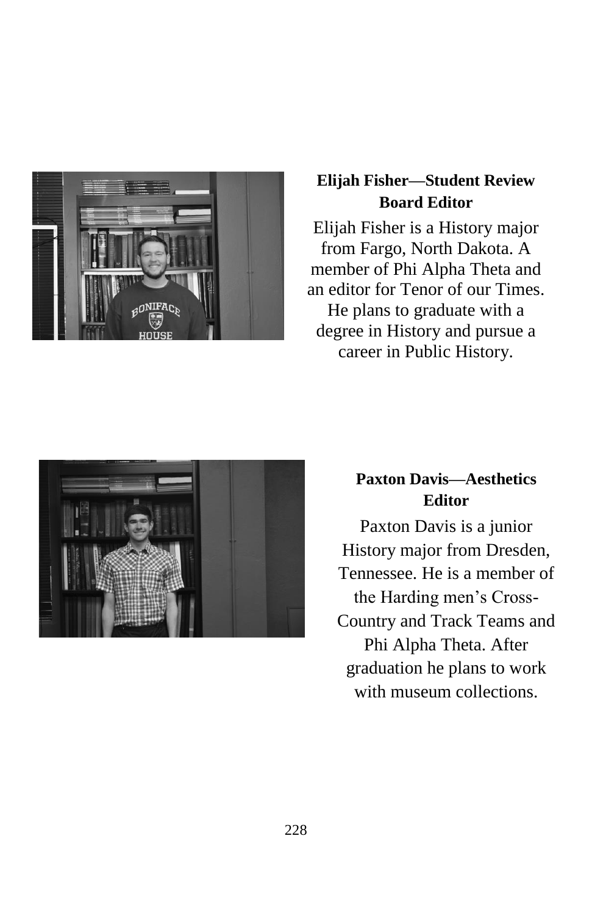**Elijah Fisher—Student Review Board Editor**

Elijah Fisher is a History major from Fargo, North Dakota. A member of Phi Alpha Theta and an editor for Tenor of our Times. He plans to graduate with a degree in History and pursue a career in Public History.

**Paxton Davis—Aesthetics Editor**

Paxton Davis is a junior History major from Dresden, Tennessee. He is a member of the Harding men's Cross-Country and Track Teams and Phi Alpha Theta. After graduation he plans to work with museum collections.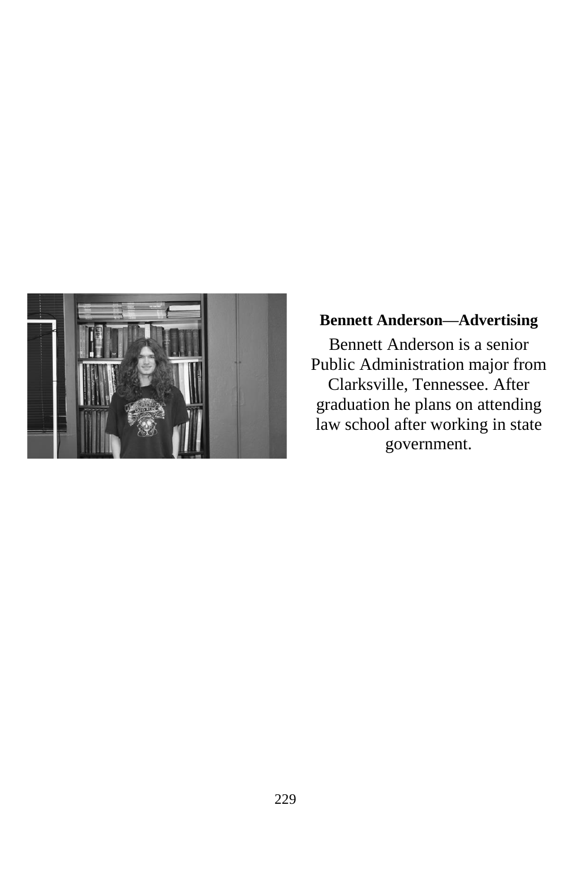**Bennett Anderson—Advertising**

Bennett Anderson is a senior Public Administration major from Clarksville, Tennessee. After graduation he plans on attending law school after working in state government.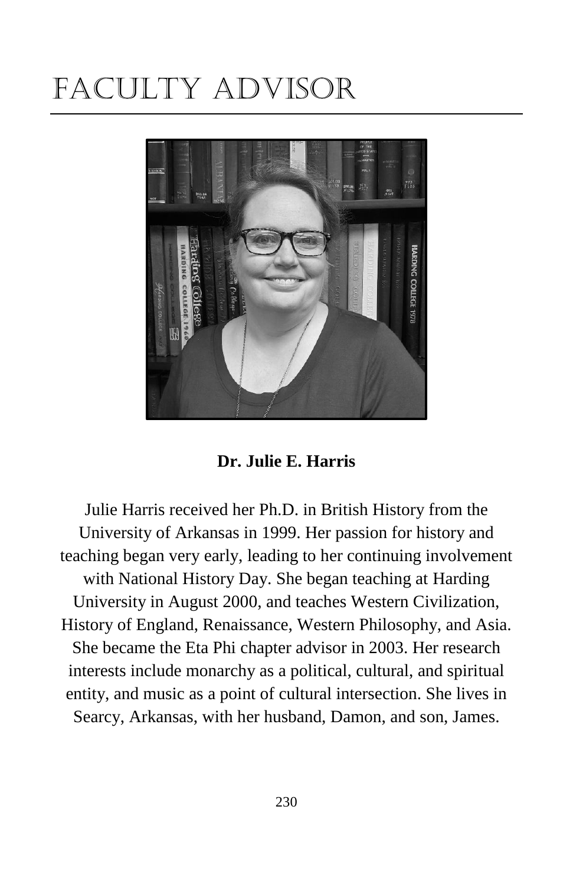# FACULTY ADVISOR

**Dr. Julie E. Harris**

Julie Harris received her Ph.D. in British History from the University of Arkansas in 1999. Her passion for history and teaching began very early, leading to her continuing involvement with National History Day. She began teaching at Harding University in August 2000, and teaches Western Civilization, History of England, Renaissance, Western Philosophy, and Asia. She became the Eta Phi chapter advisor in 2003. Her research interests include monarchy as a political, cultural, and spiritual entity, and music as a point of cultural intersection. She lives in Searcy, Arkansas, with her husband, Damon, and son, James.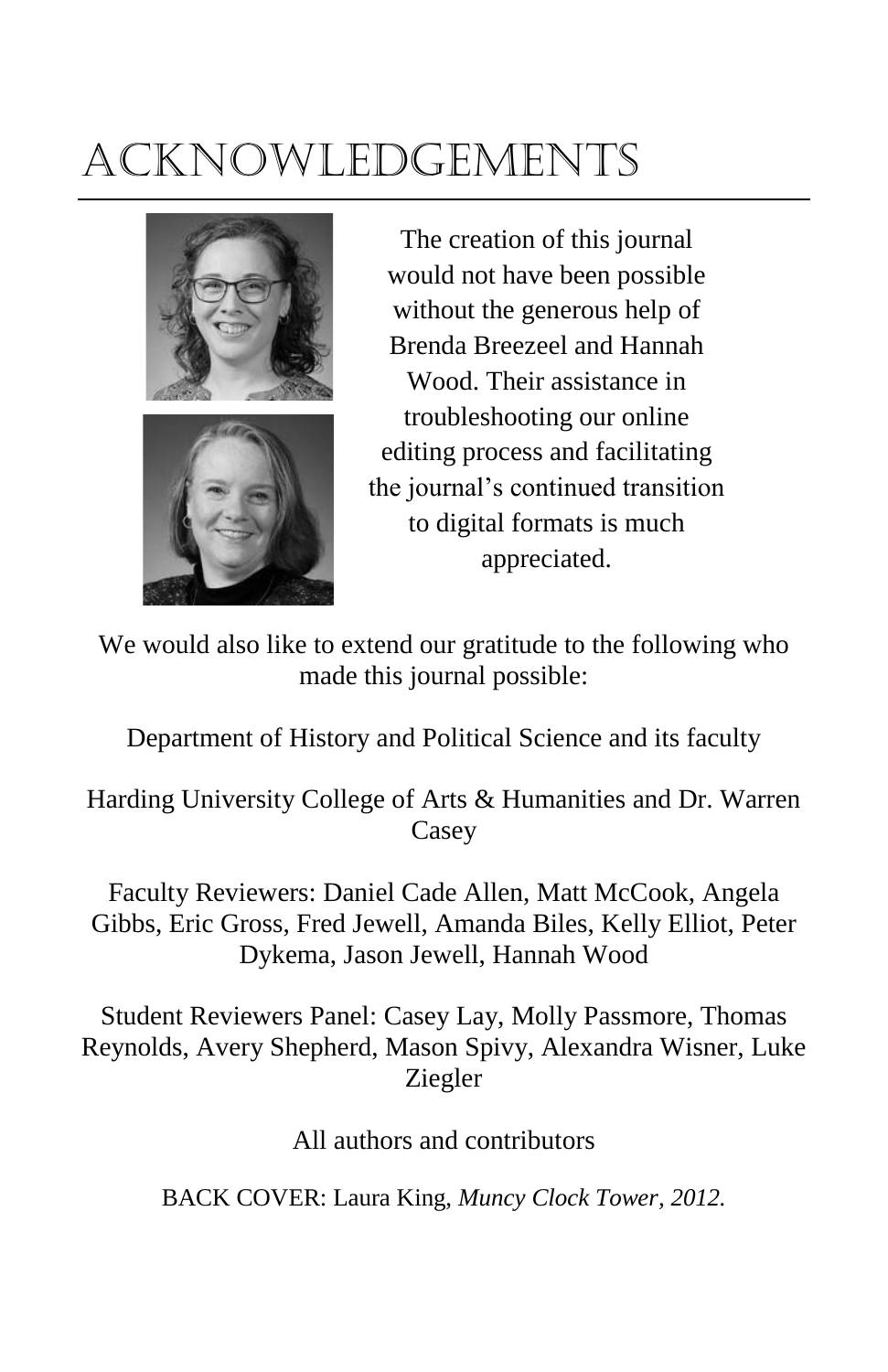# Acknowledgements

The creation of this journal would not have been possible without the generous help of Brenda Breezeel and Hannah Wood. Their assistance in troubleshooting our online editing process and facilitating the journal's continued transition to digital formats is much appreciated.

We would also like to extend our gratitude to the following who made this journal possible:

Department of History and Political Science and its faculty

Harding University College of Arts & Humanities and Dr. Warren Casey

Faculty Reviewers: Daniel Cade Allen, Matt McCook, Angela Gibbs, Eric Gross, Fred Jewell, Amanda Biles, Kelly Elliot, Peter Dykema, Jason Jewell, Hannah Wood

Student Reviewers Panel: Casey Lay, Molly Passmore, Thomas Reynolds, Avery Shepherd, Mason Spivy, Alexandra Wisner, Luke Ziegler

All authors and contributors

BACK COVER: Laura King, *Muncy Clock Tower, 2012.*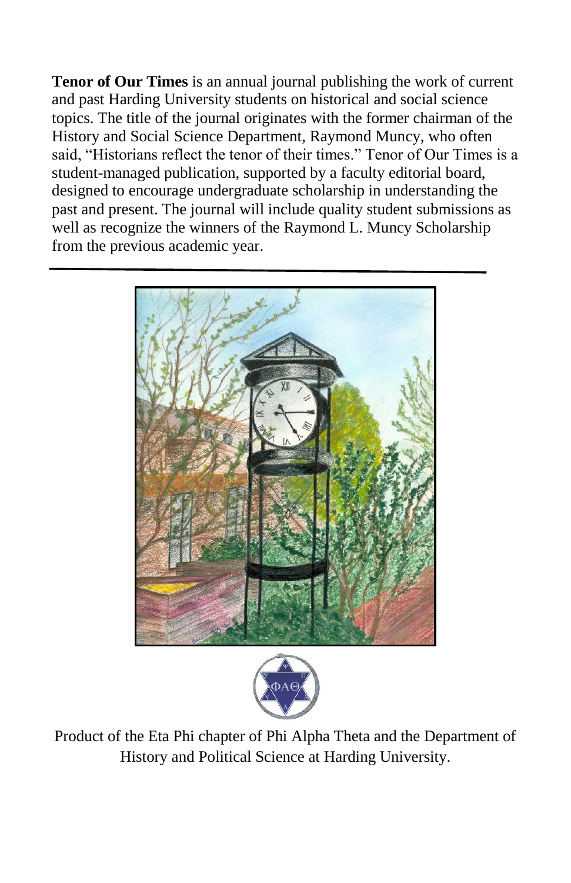**Tenor of Our Times** is an annual journal publishing the work of current and past Harding University students on historical and social science topics. The title of the journal originates with the former chairman of the History and Social Science Department, Raymond Muncy, who often said, "Historians reflect the tenor of their times." Tenor of Our Times is a student-managed publication, supported by a faculty editorial board, designed to encourage undergraduate scholarship in understanding the past and present. The journal will include quality student submissions as well as recognize the winners of the Raymond L. Muncy Scholarship from the previous academic year.

---

Product of the Eta Phi chapter of Phi Alpha Theta and the Department of History and Political Science at Harding University.